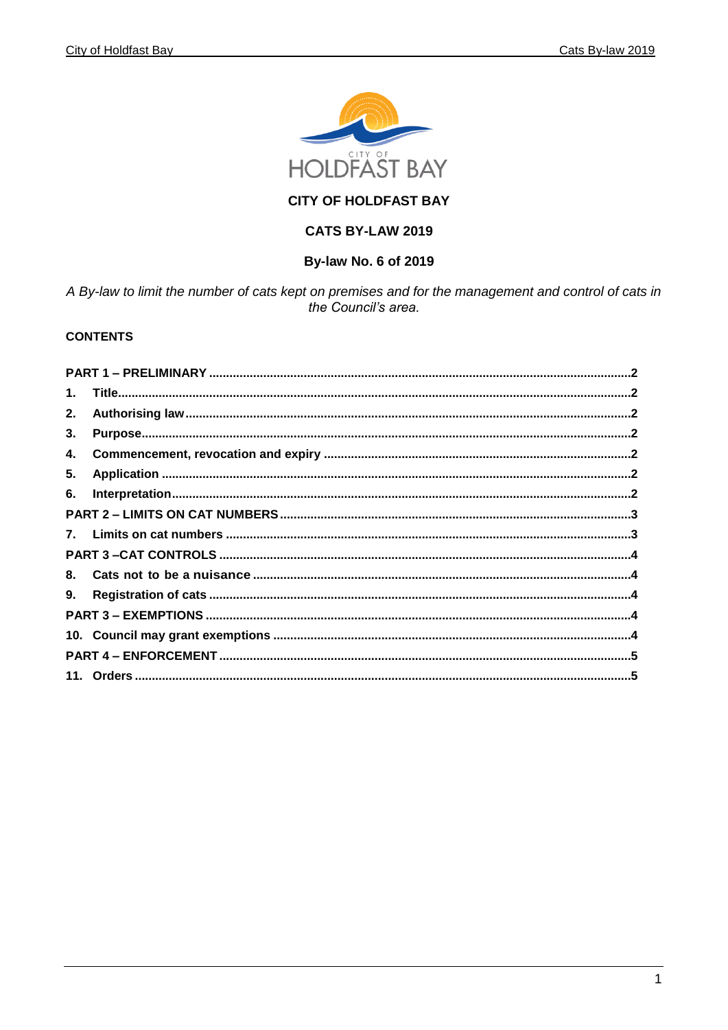# CITY OF HOLDFAST BAY

## CATS BY-LAW 2019

### By-law No. 6 of 2019

*A By-law to limit the number of cats kept on premises and for the management and control of cats in the Council's area.*

**CONTENTS**

**PART 1 – PRELIMINARY** .....2

1. **Title**.....2
2. **Authorising law**.....2
3. **Purpose**.....2
4. **Commencement, revocation and expiry**.....2
5. **Application**.....2
6. **Interpretation**.....2

**PART 2 – LIMITS ON CAT NUMBERS**.....3

7. **Limits on cat numbers**.....3

**PART 3 –CAT CONTROLS**.....4

8. **Cats not to be a nuisance**.....4
9. **Registration of cats**.....4

**PART 3 – EXEMPTIONS**.....4

10. **Council may grant exemptions**.....4

**PART 4 – ENFORCEMENT**.....5

11. **Orders**.....5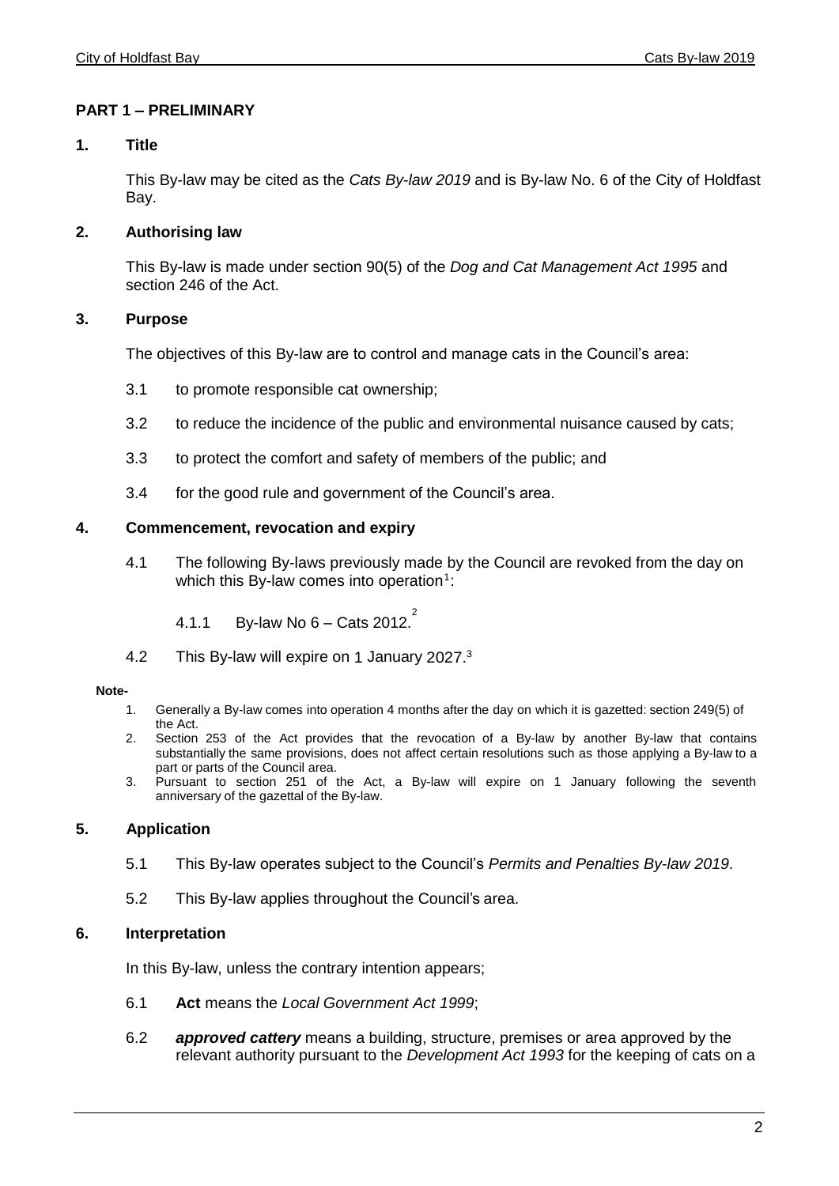## PART 1 – PRELIMINARY

### 1. Title

This By-law may be cited as the *Cats By-law 2019* and is By-law No. 6 of the City of Holdfast Bay.

### 2. Authorising law

This By-law is made under section 90(5) of the *Dog and Cat Management Act 1995* and section 246 of the Act.

### 3. Purpose

The objectives of this By-law are to control and manage cats in the Council's area:

3.1 to promote responsible cat ownership;

3.2 to reduce the incidence of the public and environmental nuisance caused by cats;

3.3 to protect the comfort and safety of members of the public; and

3.4 for the good rule and government of the Council's area.

### 4. Commencement, revocation and expiry

4.1 The following By-laws previously made by the Council are revoked from the day on which this By-law comes into operation[1]:

4.1.1 By-law No 6 – Cats 2012.[2]

4.2 This By-law will expire on 1 January 2027.[3]

**Note-**

1. Generally a By-law comes into operation 4 months after the day on which it is gazetted: section 249(5) of the Act.
2. Section 253 of the Act provides that the revocation of a By-law by another By-law that contains substantially the same provisions, does not affect certain resolutions such as those applying a By-law to a part or parts of the Council area.
3. Pursuant to section 251 of the Act, a By-law will expire on 1 January following the seventh anniversary of the gazettal of the By-law.

### 5. Application

5.1 This By-law operates subject to the Council's *Permits and Penalties By-law 2019*.

5.2 This By-law applies throughout the Council's area.

### 6. Interpretation

In this By-law, unless the contrary intention appears;

6.1 **Act** means the *Local Government Act 1999*;

6.2 ***approved cattery*** means a building, structure, premises or area approved by the relevant authority pursuant to the *Development Act 1993* for the keeping of cats on a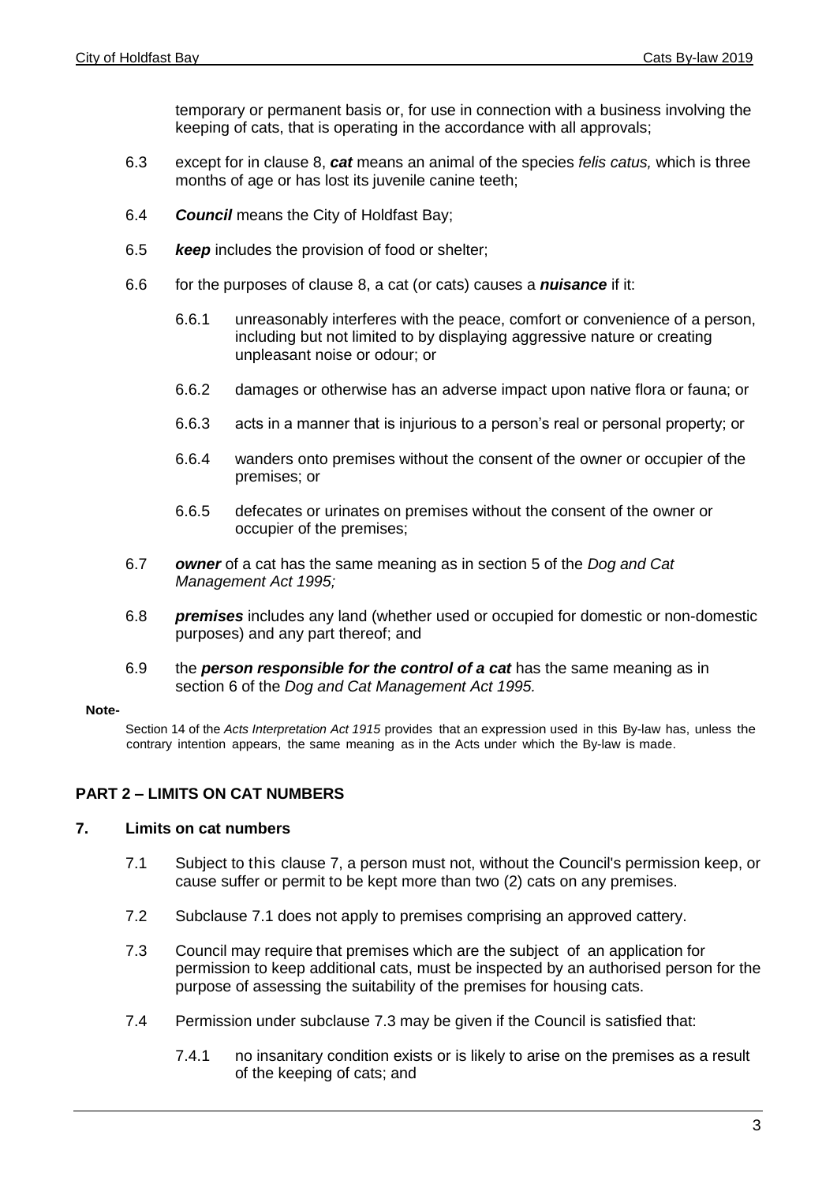temporary or permanent basis or, for use in connection with a business involving the keeping of cats, that is operating in the accordance with all approvals;

6.3 except for in clause 8, ***cat*** means an animal of the species *felis catus,* which is three months of age or has lost its juvenile canine teeth;

6.4 ***Council*** means the City of Holdfast Bay;

6.5 ***keep*** includes the provision of food or shelter;

6.6 for the purposes of clause 8, a cat (or cats) causes a ***nuisance*** if it:

6.6.1 unreasonably interferes with the peace, comfort or convenience of a person, including but not limited to by displaying aggressive nature or creating unpleasant noise or odour; or

6.6.2 damages or otherwise has an adverse impact upon native flora or fauna; or

6.6.3 acts in a manner that is injurious to a person's real or personal property; or

6.6.4 wanders onto premises without the consent of the owner or occupier of the premises; or

6.6.5 defecates or urinates on premises without the consent of the owner or occupier of the premises;

6.7 ***owner*** of a cat has the same meaning as in section 5 of the *Dog and Cat Management Act 1995;*

6.8 ***premises*** includes any land (whether used or occupied for domestic or non-domestic purposes) and any part thereof; and

6.9 the ***person responsible for the control of a cat*** has the same meaning as in section 6 of the *Dog and Cat Management Act 1995.*

**Note-**

Section 14 of the *Acts Interpretation Act 1915* provides that an expression used in this By-law has, unless the contrary intention appears, the same meaning as in the Acts under which the By-law is made.

## PART 2 – LIMITS ON CAT NUMBERS

### 7. Limits on cat numbers

7.1 Subject to this clause 7, a person must not, without the Council's permission keep, or cause suffer or permit to be kept more than two (2) cats on any premises.

7.2 Subclause 7.1 does not apply to premises comprising an approved cattery.

7.3 Council may require that premises which are the subject of an application for permission to keep additional cats, must be inspected by an authorised person for the purpose of assessing the suitability of the premises for housing cats.

7.4 Permission under subclause 7.3 may be given if the Council is satisfied that:

7.4.1 no insanitary condition exists or is likely to arise on the premises as a result of the keeping of cats; and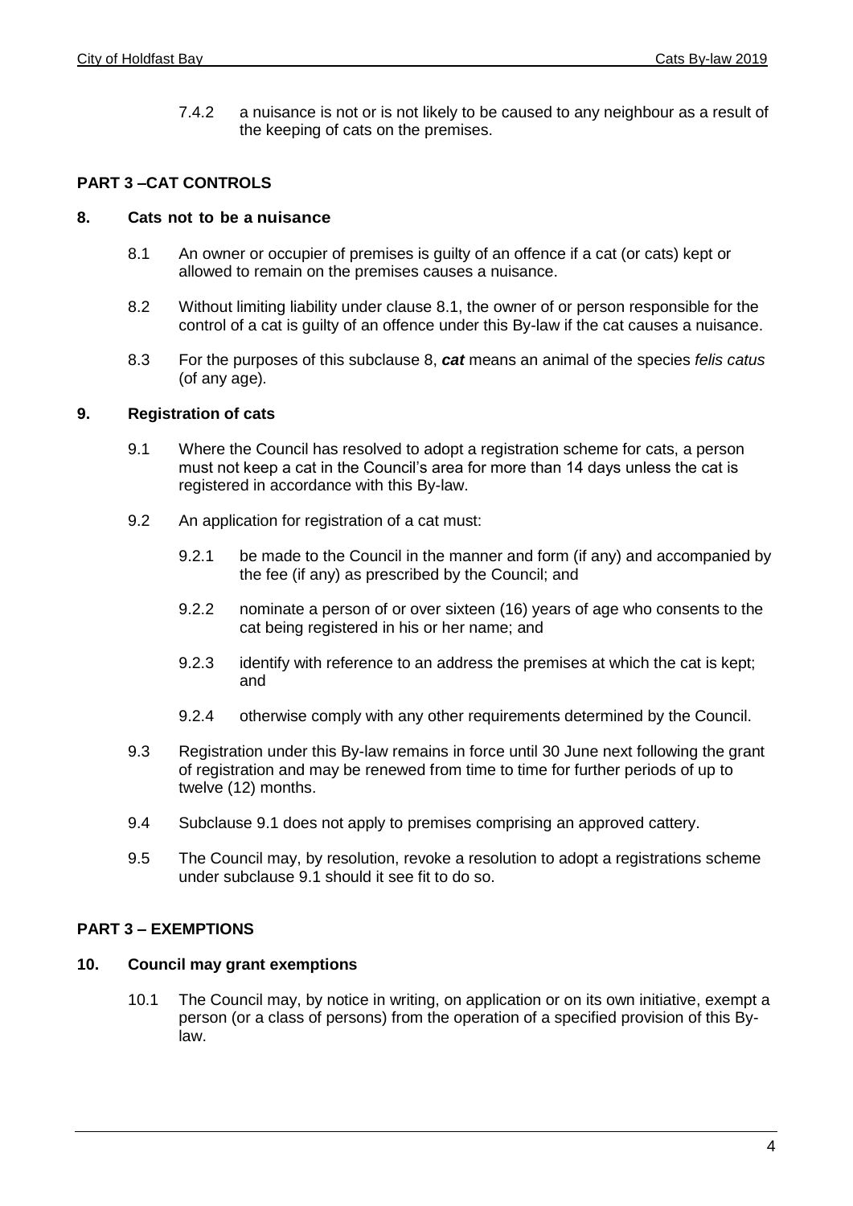7.4.2 a nuisance is not or is not likely to be caused to any neighbour as a result of the keeping of cats on the premises.

## PART 3 –CAT CONTROLS

### 8. Cats not to be a nuisance

8.1 An owner or occupier of premises is guilty of an offence if a cat (or cats) kept or allowed to remain on the premises causes a nuisance.

8.2 Without limiting liability under clause 8.1, the owner of or person responsible for the control of a cat is guilty of an offence under this By-law if the cat causes a nuisance.

8.3 For the purposes of this subclause 8, ***cat*** means an animal of the species *felis catus* (of any age).

### 9. Registration of cats

9.1 Where the Council has resolved to adopt a registration scheme for cats, a person must not keep a cat in the Council's area for more than 14 days unless the cat is registered in accordance with this By-law.

9.2 An application for registration of a cat must:

9.2.1 be made to the Council in the manner and form (if any) and accompanied by the fee (if any) as prescribed by the Council; and

9.2.2 nominate a person of or over sixteen (16) years of age who consents to the cat being registered in his or her name; and

9.2.3 identify with reference to an address the premises at which the cat is kept; and

9.2.4 otherwise comply with any other requirements determined by the Council.

9.3 Registration under this By-law remains in force until 30 June next following the grant of registration and may be renewed from time to time for further periods of up to twelve (12) months.

9.4 Subclause 9.1 does not apply to premises comprising an approved cattery.

9.5 The Council may, by resolution, revoke a resolution to adopt a registrations scheme under subclause 9.1 should it see fit to do so.

## PART 3 – EXEMPTIONS

### 10. Council may grant exemptions

10.1 The Council may, by notice in writing, on application or on its own initiative, exempt a person (or a class of persons) from the operation of a specified provision of this By-law.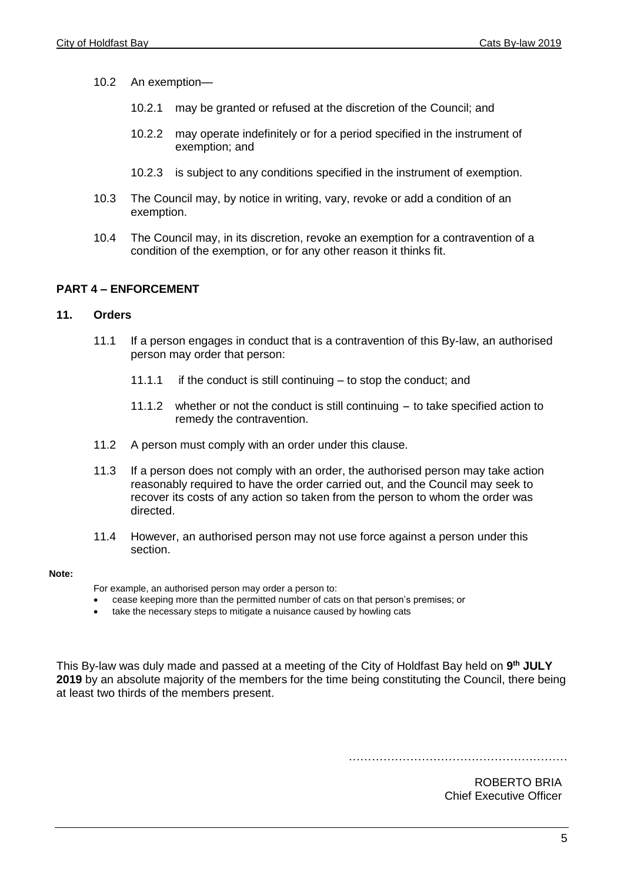10.2 An exemption—

10.2.1 may be granted or refused at the discretion of the Council; and

10.2.2 may operate indefinitely or for a period specified in the instrument of exemption; and

10.2.3 is subject to any conditions specified in the instrument of exemption.

10.3 The Council may, by notice in writing, vary, revoke or add a condition of an exemption.

10.4 The Council may, in its discretion, revoke an exemption for a contravention of a condition of the exemption, or for any other reason it thinks fit.

## PART 4 – ENFORCEMENT

### 11. Orders

11.1 If a person engages in conduct that is a contravention of this By-law, an authorised person may order that person:

11.1.1 if the conduct is still continuing – to stop the conduct; and

11.1.2 whether or not the conduct is still continuing – to take specified action to remedy the contravention.

11.2 A person must comply with an order under this clause.

11.3 If a person does not comply with an order, the authorised person may take action reasonably required to have the order carried out, and the Council may seek to recover its costs of any action so taken from the person to whom the order was directed.

11.4 However, an authorised person may not use force against a person under this section.

**Note:**

For example, an authorised person may order a person to:

- cease keeping more than the permitted number of cats on that person's premises; or
- take the necessary steps to mitigate a nuisance caused by howling cats

This By-law was duly made and passed at a meeting of the City of Holdfast Bay held on **9th JULY 2019** by an absolute majority of the members for the time being constituting the Council, there being at least two thirds of the members present.

…………………………………………………

ROBERTO BRIA
Chief Executive Officer